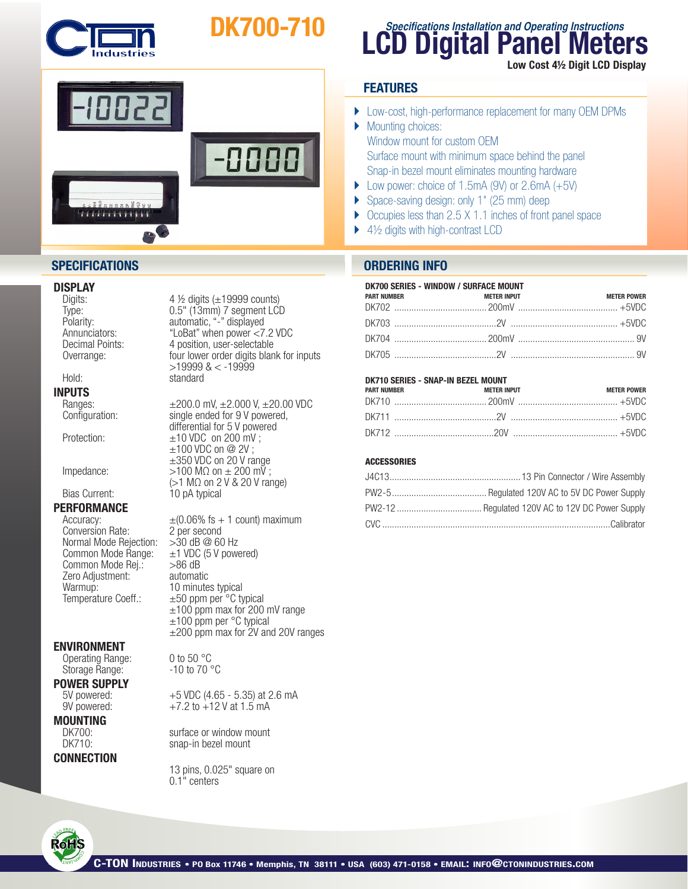# DK700-710

## Specifications Installation and Operating Instructions

# LCD Digital Panel Meters

**Low Cost 4½ Digit LCD Display**

## FEATURES

- Low-cost, high-performance replacement for many OEM DPMs
- Mounting choices:
  Window mount for custom OEM
  Surface mount with minimum space behind the panel
  Snap-in bezel mount eliminates mounting hardware
- Low power: choice of 1.5mA (9V) or 2.6mA (+5V)
- Space-saving design: only 1" (25 mm) deep
- Occupies less than 2.5 X 1.1 inches of front panel space
- 4½ digits with high-contrast LCD

## SPECIFICATIONS

### DISPLAY

| | |
|---|---|
| Digits: | 4 ½ digits (±19999 counts) |
| Type: | 0.5" (13mm) 7 segment LCD |
| Polarity: | automatic, "-" displayed |
| Annunciators: | "LoBat" when power <7.2 VDC |
| Decimal Points: | 4 position, user-selectable |
| Overrange: | four lower order digits blank for inputs >19999 & < -19999 |
| Hold: | standard |

### INPUTS

| | |
|---|---|
| Ranges: | ±200.0 mV, ±2.000 V, ±20.00 VDC |
| Configuration: | single ended for 9 V powered, differential for 5 V powered |
| Protection: | ±10 VDC on 200 mV ; ±100 VDC on @ 2V ; ±350 VDC on 20 V range |
| Impedance: | >100 MΩ on ± 200 mV ; (>1 MΩ on 2 V & 20 V range) |
| Bias Current: | 10 pA typical |

### PERFORMANCE

| | |
|---|---|
| Accuracy: | ±(0.06% fs + 1 count) maximum |
| Conversion Rate: | 2 per second |
| Normal Mode Rejection: | >30 dB @ 60 Hz |
| Common Mode Range: | ±1 VDC (5 V powered) |
| Common Mode Rej.: | >86 dB |
| Zero Adjustment: | automatic |
| Warmup: | 10 minutes typical |
| Temperature Coeff.: | ±50 ppm per °C typical; ±100 ppm max for 200 mV range; ±100 ppm per °C typical; ±200 ppm max for 2V and 20V ranges |

### ENVIRONMENT

| | |
|---|---|
| Operating Range: | 0 to 50 °C |
| Storage Range: | -10 to 70 °C |

### POWER SUPPLY

| | |
|---|---|
| 5V powered: | +5 VDC (4.65 - 5.35) at 2.6 mA |
| 9V powered: | +7.2 to +12 V at 1.5 mA |

### MOUNTING

| | |
|---|---|
| DK700: | surface or window mount |
| DK710: | snap-in bezel mount |

### CONNECTION

13 pins, 0.025" square on 0.1" centers

## ORDERING INFO

### DK700 SERIES - WINDOW / SURFACE MOUNT

| PART NUMBER | METER INPUT | METER POWER |
|---|---|---|
| DK702 | 200mV | +5VDC |
| DK703 | 2V | +5VDC |
| DK704 | 200mV | 9V |
| DK705 | 2V | 9V |

### DK710 SERIES - SNAP-IN BEZEL MOUNT

| PART NUMBER | METER INPUT | METER POWER |
|---|---|---|
| DK710 | 200mV | +5VDC |
| DK711 | 2V | +5VDC |
| DK712 | 20V | +5VDC |

### ACCESSORIES

| | |
|---|---|
| J4C13 | 13 Pin Connector / Wire Assembly |
| PW2-5 | Regulated 120V AC to 5V DC Power Supply |
| PW2-12 | Regulated 120V AC to 12V DC Power Supply |
| CVC | Calibrator |

**C-TON INDUSTRIES • PO Box 11746 • Memphis, TN 38111 • USA (603) 471-0158 • EMAIL: INFO@CTONINDUSTRIES.COM**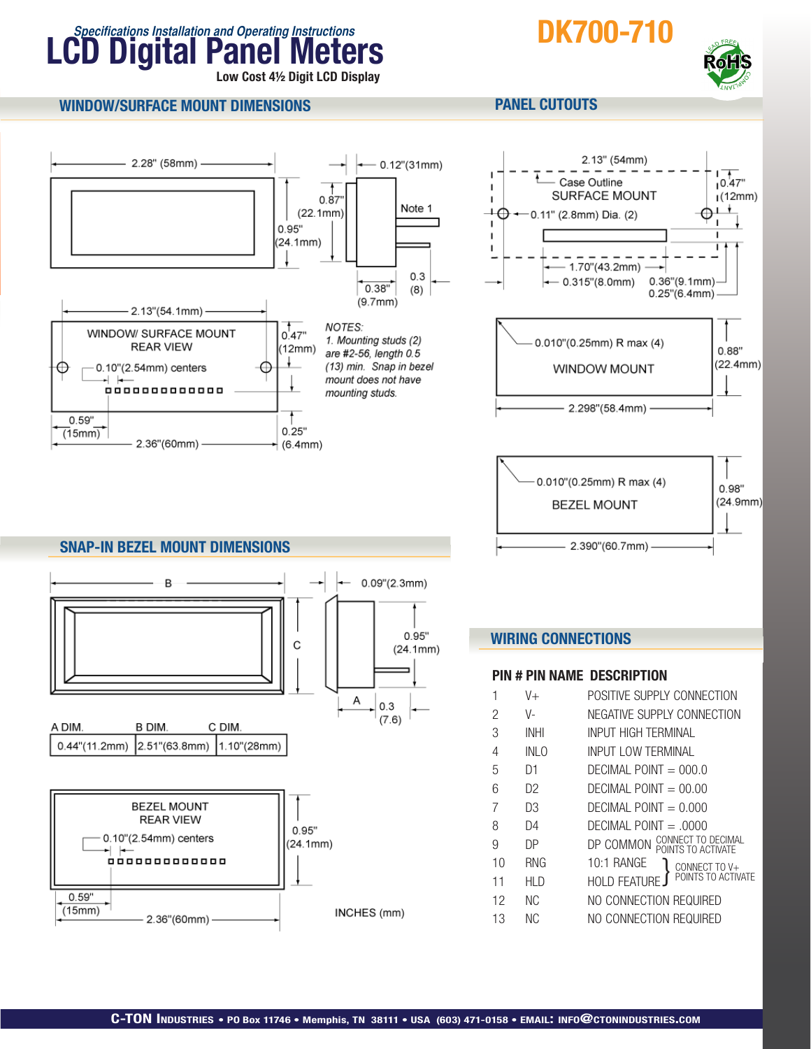*Specifications Installation and Operating Instructions*

# LCD Digital Panel Meters

**Low Cost 4½ Digit LCD Display**

# DK700-710

## WINDOW/SURFACE MOUNT DIMENSIONS

2.28" (58mm)

0.12"(31mm)

0.87" (22.1mm)

Note 1

0.95" (24.1mm)

0.3 (8)

0.38" (9.7mm)

2.13"(54.1mm)

WINDOW/ SURFACE MOUNT REAR VIEW

0.10"(2.54mm) centers

0.47" (12mm)

0.59" (15mm)

2.36"(60mm)

0.25" (6.4mm)

*NOTES:*
*1. Mounting studs (2) are #2-56, length 0.5 (13) min. Snap in bezel mount does not have mounting studs.*

## PANEL CUTOUTS

2.13" (54mm)

Case Outline SURFACE MOUNT

0.47" (12mm)

0.11" (2.8mm) Dia. (2)

1.70"(43.2mm)

0.315"(8.0mm)

0.36"(9.1mm)

0.25"(6.4mm)

0.010"(0.25mm) R max (4)

WINDOW MOUNT

0.88" (22.4mm)

2.298"(58.4mm)

0.010"(0.25mm) R max (4)

BEZEL MOUNT

0.98" (24.9mm)

2.390"(60.7mm)

## SNAP-IN BEZEL MOUNT DIMENSIONS

B

C

A

0.09"(2.3mm)

0.95" (24.1mm)

0.3 (7.6)

| A DIM. | B DIM. | C DIM. |
|---|---|---|
| 0.44"(11.2mm) | 2.51"(63.8mm) | 1.10"(28mm) |

BEZEL MOUNT REAR VIEW

0.10"(2.54mm) centers

0.95" (24.1mm)

0.59" (15mm)

2.36"(60mm)

INCHES (mm)

## WIRING CONNECTIONS

| PIN # | PIN NAME | DESCRIPTION |
|---|---|---|
| 1 | V+ | POSITIVE SUPPLY CONNECTION |
| 2 | V- | NEGATIVE SUPPLY CONNECTION |
| 3 | INHI | INPUT HIGH TERMINAL |
| 4 | INLO | INPUT LOW TERMINAL |
| 5 | D1 | DECIMAL POINT = 000.0 |
| 6 | D2 | DECIMAL POINT = 00.00 |
| 7 | D3 | DECIMAL POINT = 0.000 |
| 8 | D4 | DECIMAL POINT = .0000 |
| 9 | DP | DP COMMON — CONNECT TO DECIMAL POINTS TO ACTIVATE |
| 10 | RNG | 10:1 RANGE — CONNECT TO V+ POINTS TO ACTIVATE |
| 11 | HLD | HOLD FEATURE — CONNECT TO V+ POINTS TO ACTIVATE |
| 12 | NC | NO CONNECTION REQUIRED |
| 13 | NC | NO CONNECTION REQUIRED |

**C-TON INDUSTRIES • PO Box 11746 • Memphis, TN 38111 • USA (603) 471-0158 • EMAIL: INFO@CTONINDUSTRIES.COM**